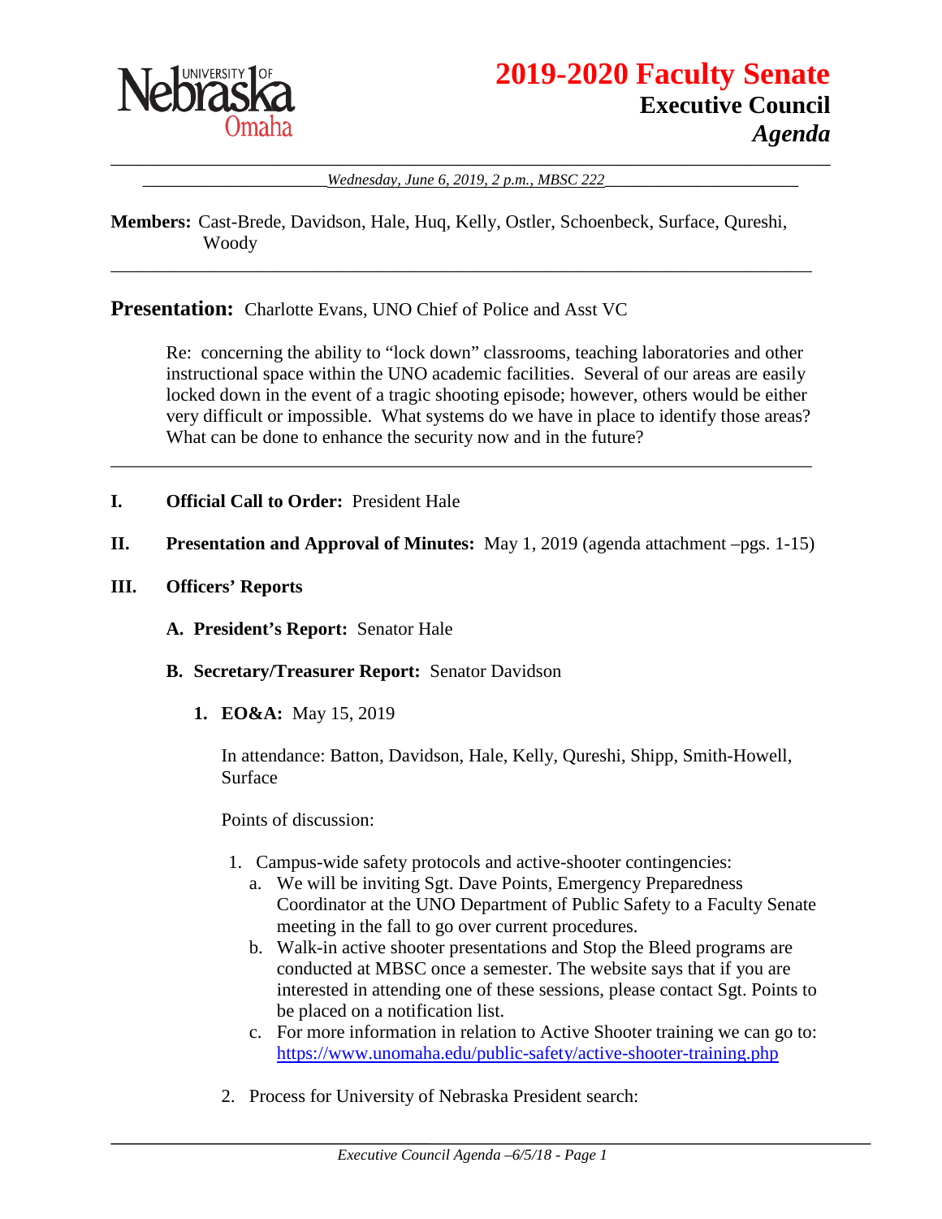# 2019-2020 Faculty Senate

## Executive Council

## *Agenda*

*Wednesday, June 6, 2019, 2 p.m., MBSC 222*

**Members:** Cast-Brede, Davidson, Hale, Huq, Kelly, Ostler, Schoenbeck, Surface, Qureshi, Woody

---

**Presentation:** Charlotte Evans, UNO Chief of Police and Asst VC

Re: concerning the ability to "lock down" classrooms, teaching laboratories and other instructional space within the UNO academic facilities. Several of our areas are easily locked down in the event of a tragic shooting episode; however, others would be either very difficult or impossible. What systems do we have in place to identify those areas? What can be done to enhance the security now and in the future?

---

**I. Official Call to Order:** President Hale

**II. Presentation and Approval of Minutes:** May 1, 2019 (agenda attachment –pgs. 1-15)

**III. Officers' Reports**

**A. President's Report:** Senator Hale

**B. Secretary/Treasurer Report:** Senator Davidson

**1. EO&A:** May 15, 2019

In attendance: Batton, Davidson, Hale, Kelly, Qureshi, Shipp, Smith-Howell, Surface

Points of discussion:

1. Campus-wide safety protocols and active-shooter contingencies:
   a. We will be inviting Sgt. Dave Points, Emergency Preparedness Coordinator at the UNO Department of Public Safety to a Faculty Senate meeting in the fall to go over current procedures.
   b. Walk-in active shooter presentations and Stop the Bleed programs are conducted at MBSC once a semester. The website says that if you are interested in attending one of these sessions, please contact Sgt. Points to be placed on a notification list.
   c. For more information in relation to Active Shooter training we can go to: https://www.unomaha.edu/public-safety/active-shooter-training.php

2. Process for University of Nebraska President search: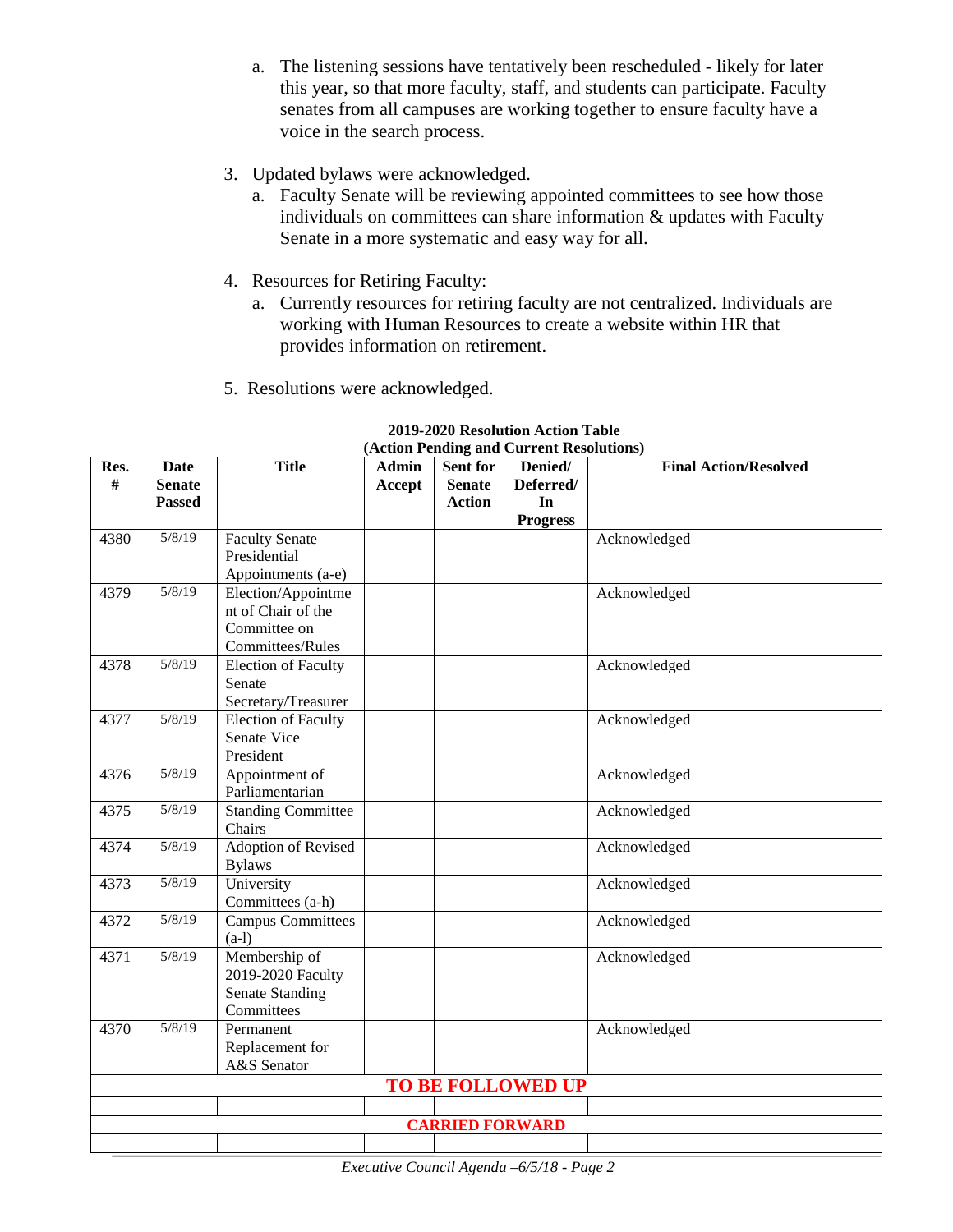a. The listening sessions have tentatively been rescheduled - likely for later this year, so that more faculty, staff, and students can participate. Faculty senates from all campuses are working together to ensure faculty have a voice in the search process.

3. Updated bylaws were acknowledged.
   a. Faculty Senate will be reviewing appointed committees to see how those individuals on committees can share information & updates with Faculty Senate in a more systematic and easy way for all.

4. Resources for Retiring Faculty:
   a. Currently resources for retiring faculty are not centralized. Individuals are working with Human Resources to create a website within HR that provides information on retirement.

5. Resolutions were acknowledged.

**2019-2020 Resolution Action Table**
**(Action Pending and Current Resolutions)**

| Res. # | Date Senate Passed | Title | Admin Accept | Sent for Senate Action | Denied/ Deferred/ In Progress | Final Action/Resolved |
|---|---|---|---|---|---|---|
| 4380 | 5/8/19 | Faculty Senate Presidential Appointments (a-e) | | | | Acknowledged |
| 4379 | 5/8/19 | Election/Appointment of Chair of the Committee on Committees/Rules | | | | Acknowledged |
| 4378 | 5/8/19 | Election of Faculty Senate Secretary/Treasurer | | | | Acknowledged |
| 4377 | 5/8/19 | Election of Faculty Senate Vice President | | | | Acknowledged |
| 4376 | 5/8/19 | Appointment of Parliamentarian | | | | Acknowledged |
| 4375 | 5/8/19 | Standing Committee Chairs | | | | Acknowledged |
| 4374 | 5/8/19 | Adoption of Revised Bylaws | | | | Acknowledged |
| 4373 | 5/8/19 | University Committees (a-h) | | | | Acknowledged |
| 4372 | 5/8/19 | Campus Committees (a-l) | | | | Acknowledged |
| 4371 | 5/8/19 | Membership of 2019-2020 Faculty Senate Standing Committees | | | | Acknowledged |
| 4370 | 5/8/19 | Permanent Replacement for A&S Senator | | | | Acknowledged |
| **TO BE FOLLOWED UP** | | | | | | |
| | | | | | | |
| **CARRIED FORWARD** | | | | | | |
| | | | | | | |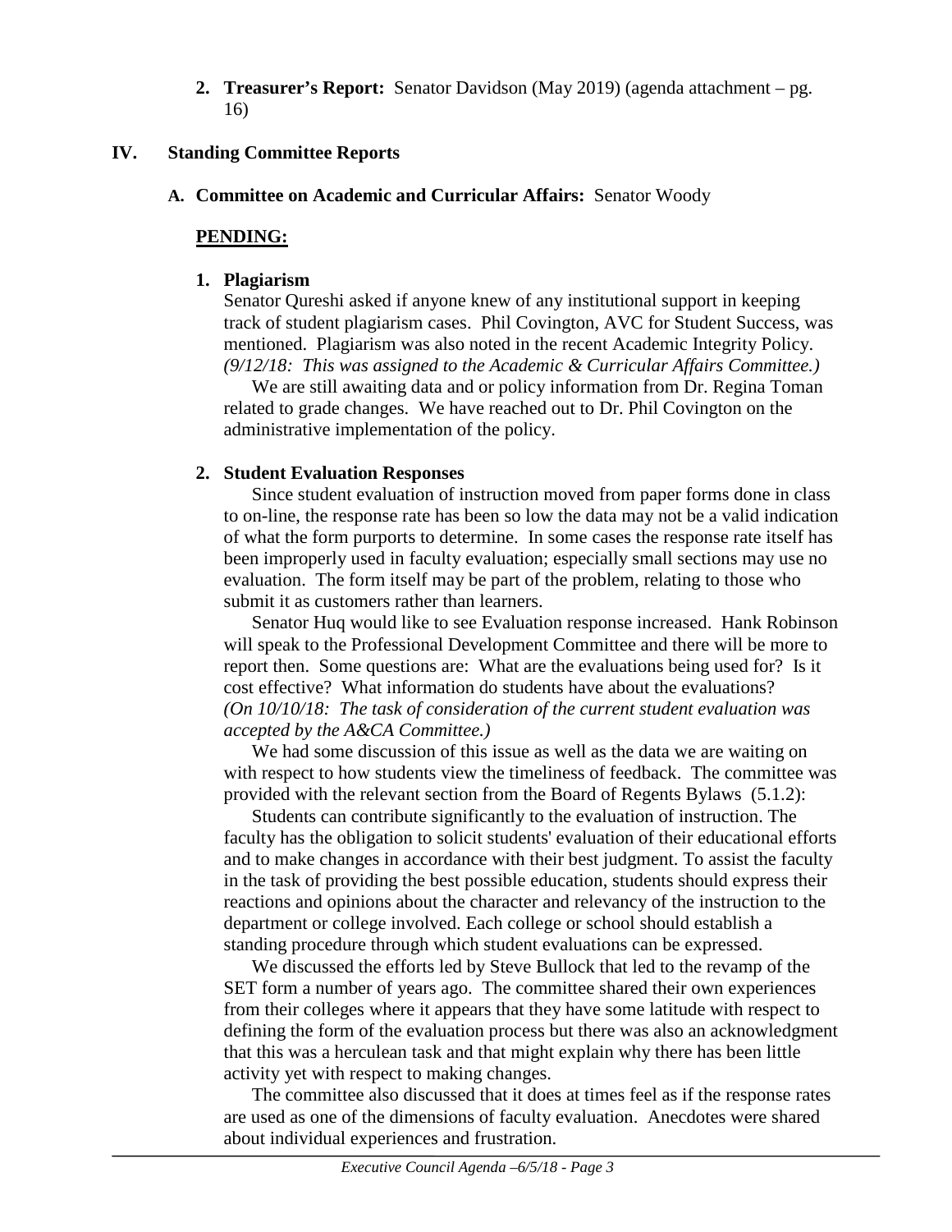2. **Treasurer's Report:** Senator Davidson (May 2019) (agenda attachment – pg. 16)

## IV. Standing Committee Reports

### A. Committee on Academic and Curricular Affairs: Senator Woody

**PENDING:**

1. **Plagiarism**

Senator Qureshi asked if anyone knew of any institutional support in keeping track of student plagiarism cases. Phil Covington, AVC for Student Success, was mentioned. Plagiarism was also noted in the recent Academic Integrity Policy. *(9/12/18: This was assigned to the Academic & Curricular Affairs Committee.)*

We are still awaiting data and or policy information from Dr. Regina Toman related to grade changes. We have reached out to Dr. Phil Covington on the administrative implementation of the policy.

2. **Student Evaluation Responses**

Since student evaluation of instruction moved from paper forms done in class to on-line, the response rate has been so low the data may not be a valid indication of what the form purports to determine. In some cases the response rate itself has been improperly used in faculty evaluation; especially small sections may use no evaluation. The form itself may be part of the problem, relating to those who submit it as customers rather than learners.

Senator Huq would like to see Evaluation response increased. Hank Robinson will speak to the Professional Development Committee and there will be more to report then. Some questions are: What are the evaluations being used for? Is it cost effective? What information do students have about the evaluations? *(On 10/10/18: The task of consideration of the current student evaluation was accepted by the A&CA Committee.)*

We had some discussion of this issue as well as the data we are waiting on with respect to how students view the timeliness of feedback. The committee was provided with the relevant section from the Board of Regents Bylaws (5.1.2):

Students can contribute significantly to the evaluation of instruction. The faculty has the obligation to solicit students' evaluation of their educational efforts and to make changes in accordance with their best judgment. To assist the faculty in the task of providing the best possible education, students should express their reactions and opinions about the character and relevancy of the instruction to the department or college involved. Each college or school should establish a standing procedure through which student evaluations can be expressed.

We discussed the efforts led by Steve Bullock that led to the revamp of the SET form a number of years ago. The committee shared their own experiences from their colleges where it appears that they have some latitude with respect to defining the form of the evaluation process but there was also an acknowledgment that this was a herculean task and that might explain why there has been little activity yet with respect to making changes.

The committee also discussed that it does at times feel as if the response rates are used as one of the dimensions of faculty evaluation. Anecdotes were shared about individual experiences and frustration.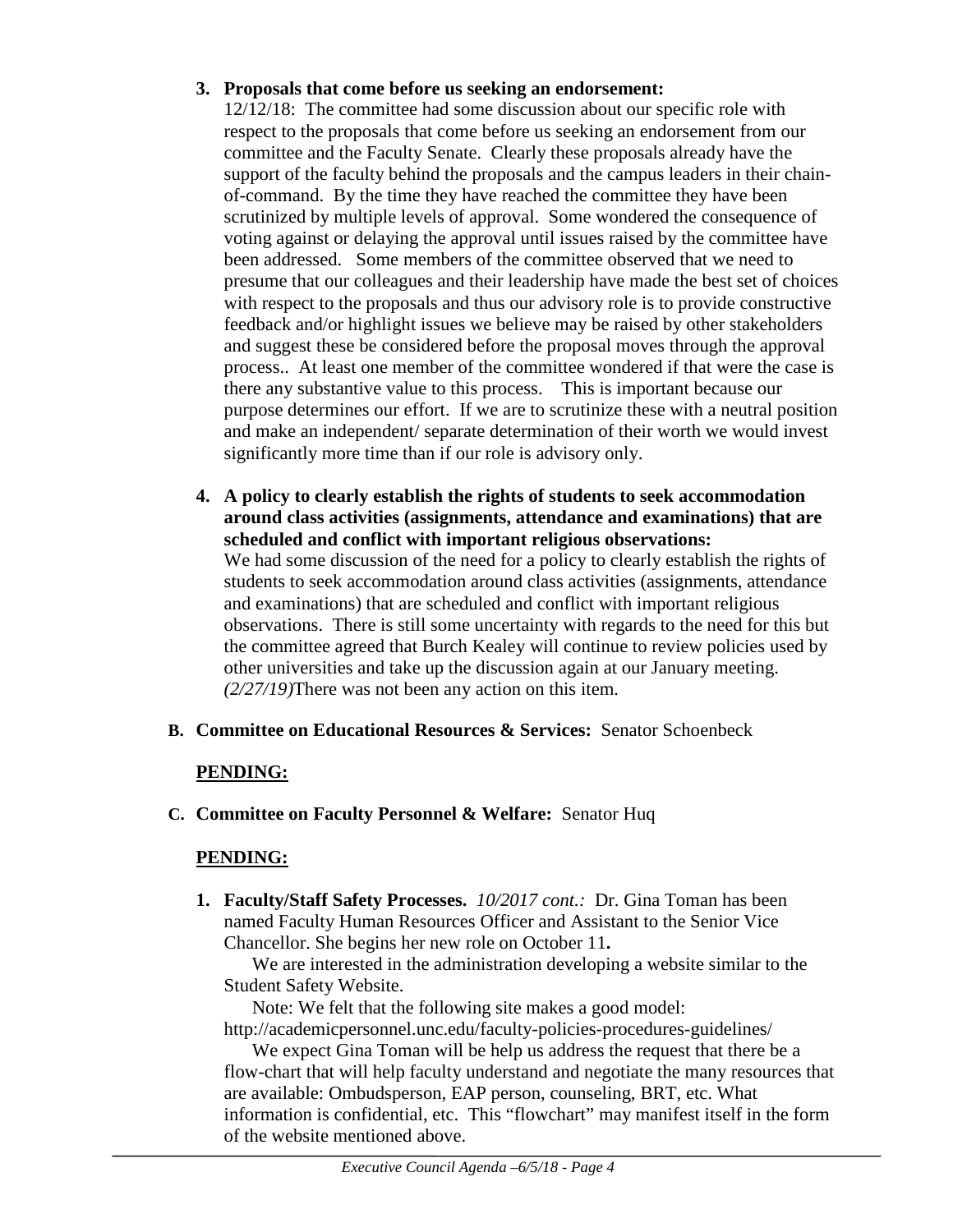3. **Proposals that come before us seeking an endorsement:**
12/12/18: The committee had some discussion about our specific role with respect to the proposals that come before us seeking an endorsement from our committee and the Faculty Senate. Clearly these proposals already have the support of the faculty behind the proposals and the campus leaders in their chain-of-command. By the time they have reached the committee they have been scrutinized by multiple levels of approval. Some wondered the consequence of voting against or delaying the approval until issues raised by the committee have been addressed. Some members of the committee observed that we need to presume that our colleagues and their leadership have made the best set of choices with respect to the proposals and thus our advisory role is to provide constructive feedback and/or highlight issues we believe may be raised by other stakeholders and suggest these be considered before the proposal moves through the approval process.. At least one member of the committee wondered if that were the case is there any substantive value to this process. This is important because our purpose determines our effort. If we are to scrutinize these with a neutral position and make an independent/ separate determination of their worth we would invest significantly more time than if our role is advisory only.

4. **A policy to clearly establish the rights of students to seek accommodation around class activities (assignments, attendance and examinations) that are scheduled and conflict with important religious observations:**
We had some discussion of the need for a policy to clearly establish the rights of students to seek accommodation around class activities (assignments, attendance and examinations) that are scheduled and conflict with important religious observations. There is still some uncertainty with regards to the need for this but the committee agreed that Burch Kealey will continue to review policies used by other universities and take up the discussion again at our January meeting.
*(2/27/19)*There was not been any action on this item.

**B. Committee on Educational Resources & Services:** Senator Schoenbeck

**PENDING:**

**C. Committee on Faculty Personnel & Welfare:** Senator Huq

**PENDING:**

1. **Faculty/Staff Safety Processes.** *10/2017 cont.:* Dr. Gina Toman has been named Faculty Human Resources Officer and Assistant to the Senior Vice Chancellor. She begins her new role on October 11**.**

   We are interested in the administration developing a website similar to the Student Safety Website.

   Note: We felt that the following site makes a good model:
http://academicpersonnel.unc.edu/faculty-policies-procedures-guidelines/

   We expect Gina Toman will be help us address the request that there be a flow-chart that will help faculty understand and negotiate the many resources that are available: Ombudsperson, EAP person, counseling, BRT, etc. What information is confidential, etc. This "flowchart" may manifest itself in the form of the website mentioned above.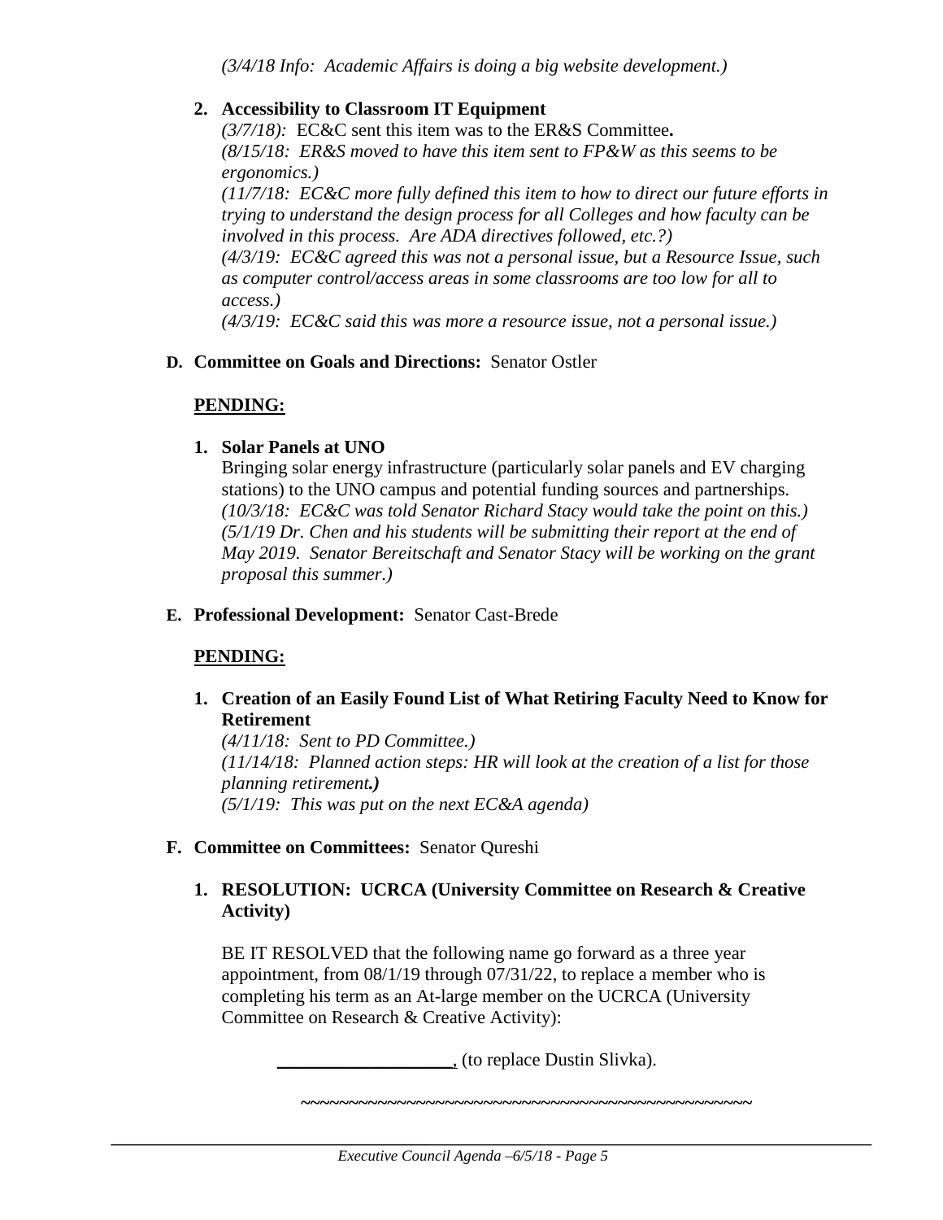*(3/4/18 Info: Academic Affairs is doing a big website development.)*

2. **Accessibility to Classroom IT Equipment**

   *(3/7/18):* EC&C sent this item was to the ER&S Committee**.**
   *(8/15/18: ER&S moved to have this item sent to FP&W as this seems to be ergonomics.)*
   *(11/7/18: EC&C more fully defined this item to how to direct our future efforts in trying to understand the design process for all Colleges and how faculty can be involved in this process. Are ADA directives followed, etc.?)*
   *(4/3/19: EC&C agreed this was not a personal issue, but a Resource Issue, such as computer control/access areas in some classrooms are too low for all to access.)*
   *(4/3/19: EC&C said this was more a resource issue, not a personal issue.)*

**D. Committee on Goals and Directions:** Senator Ostler

**PENDING:**

1. **Solar Panels at UNO**

   Bringing solar energy infrastructure (particularly solar panels and EV charging stations) to the UNO campus and potential funding sources and partnerships.
   *(10/3/18: EC&C was told Senator Richard Stacy would take the point on this.)*
   *(5/1/19 Dr. Chen and his students will be submitting their report at the end of May 2019. Senator Bereitschaft and Senator Stacy will be working on the grant proposal this summer.)*

**E. Professional Development:** Senator Cast-Brede

**PENDING:**

1. **Creation of an Easily Found List of What Retiring Faculty Need to Know for Retirement**

   *(4/11/18: Sent to PD Committee.)*
   *(11/14/18: Planned action steps: HR will look at the creation of a list for those planning retirement**.)***
   *(5/1/19: This was put on the next EC&A agenda)*

**F. Committee on Committees:** Senator Qureshi

1. **RESOLUTION: UCRCA (University Committee on Research & Creative Activity)**

   BE IT RESOLVED that the following name go forward as a three year appointment, from 08/1/19 through 07/31/22, to replace a member who is completing his term as an At-large member on the UCRCA (University Committee on Research & Creative Activity):

   ___________________, (to replace Dustin Slivka).

~~~~~~~~~~~~~~~~~~~~~~~~~~~~~~~~~~~~~~~~~~~~~~~~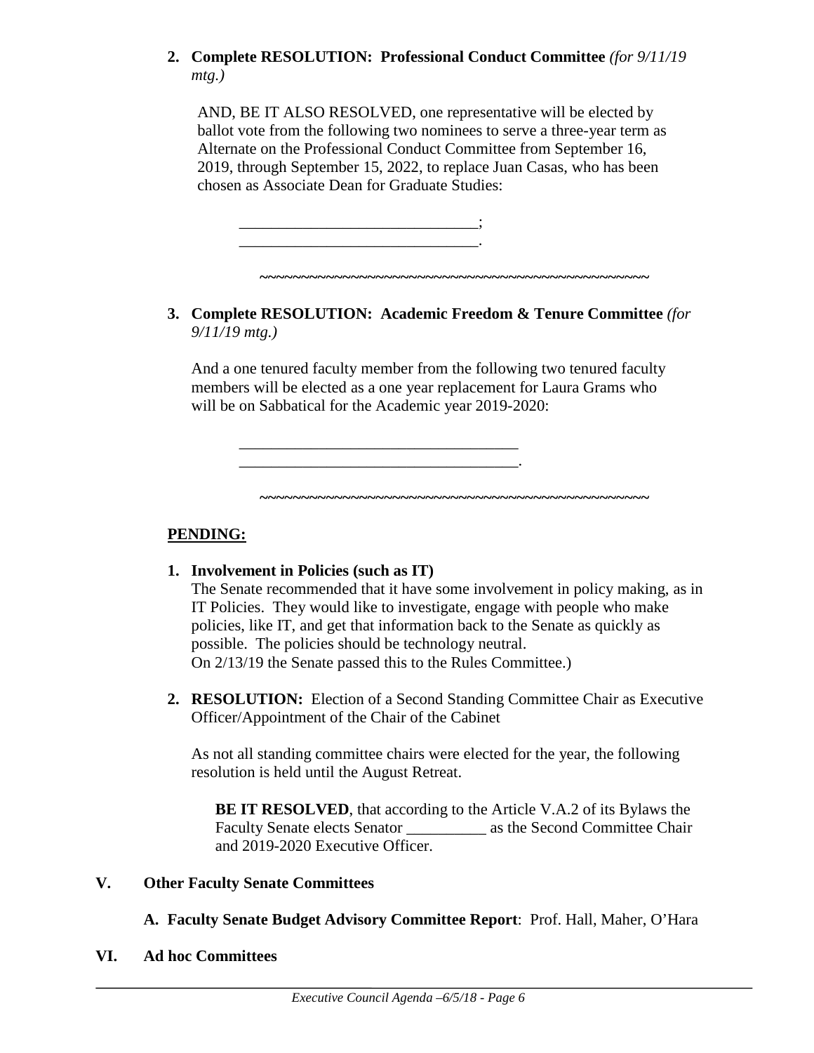2. **Complete RESOLUTION: Professional Conduct Committee** *(for 9/11/19 mtg.)*

   AND, BE IT ALSO RESOLVED, one representative will be elected by ballot vote from the following two nominees to serve a three-year term as Alternate on the Professional Conduct Committee from September 16, 2019, through September 15, 2022, to replace Juan Casas, who has been chosen as Associate Dean for Graduate Studies:

   ______________________________;
   ______________________________.

   ~~~~~~~~~~~~~~~~~~~~~~~~~~~~~~~~~~~~~~~~~~~~~~~~~

3. **Complete RESOLUTION: Academic Freedom & Tenure Committee** *(for 9/11/19 mtg.)*

   And a one tenured faculty member from the following two tenured faculty members will be elected as a one year replacement for Laura Grams who will be on Sabbatical for the Academic year 2019-2020:

   ___________________________________
   ___________________________________.

   ~~~~~~~~~~~~~~~~~~~~~~~~~~~~~~~~~~~~~~~~~~~~~~~~~

**PENDING:**

1. **Involvement in Policies (such as IT)**
   The Senate recommended that it have some involvement in policy making, as in IT Policies. They would like to investigate, engage with people who make policies, like IT, and get that information back to the Senate as quickly as possible. The policies should be technology neutral.
   On 2/13/19 the Senate passed this to the Rules Committee.)

2. **RESOLUTION:** Election of a Second Standing Committee Chair as Executive Officer/Appointment of the Chair of the Cabinet

   As not all standing committee chairs were elected for the year, the following resolution is held until the August Retreat.

   **BE IT RESOLVED**, that according to the Article V.A.2 of its Bylaws the Faculty Senate elects Senator __________ as the Second Committee Chair and 2019-2020 Executive Officer.

## V. Other Faculty Senate Committees

**A. Faculty Senate Budget Advisory Committee Report**: Prof. Hall, Maher, O'Hara

## VI. Ad hoc Committees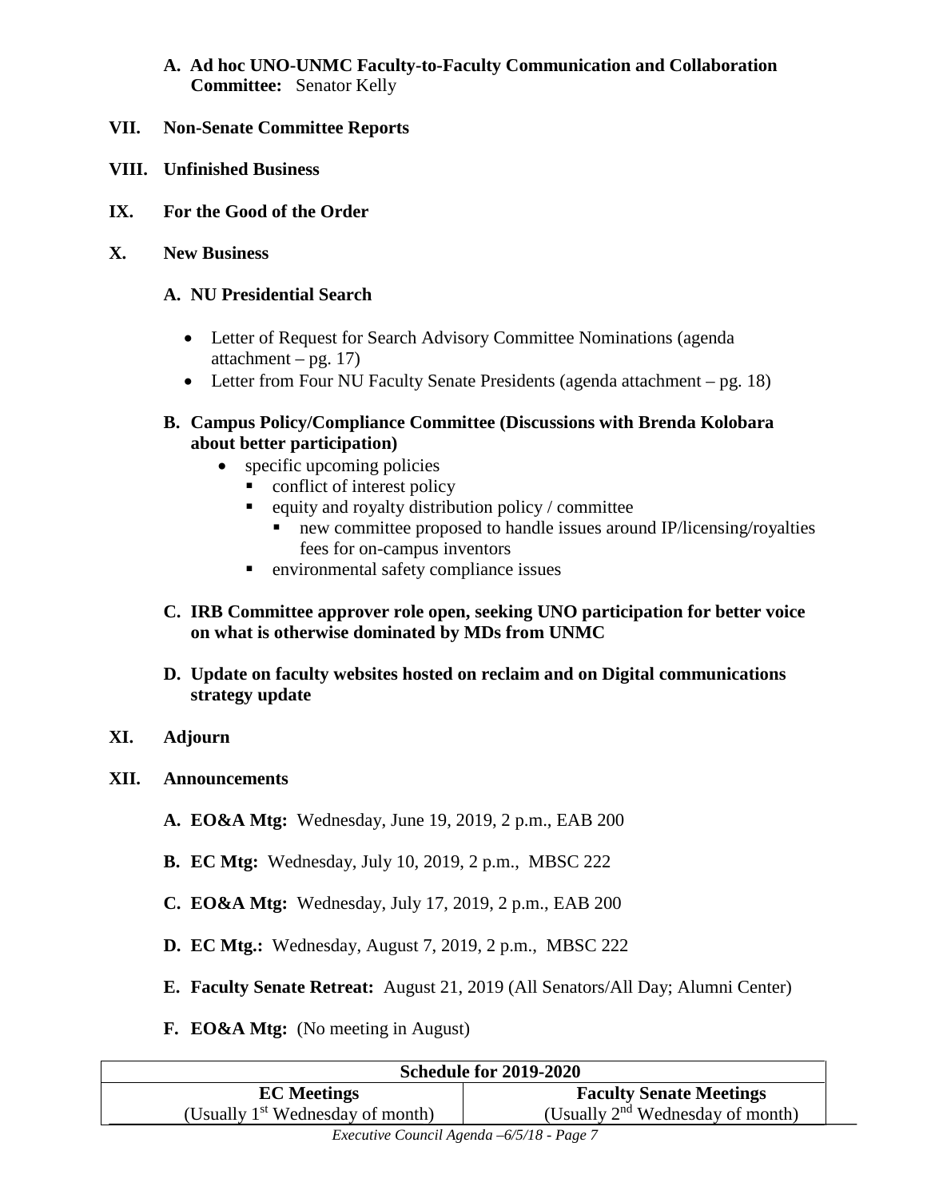**A. Ad hoc UNO-UNMC Faculty-to-Faculty Communication and Collaboration Committee:** Senator Kelly

**VII. Non-Senate Committee Reports**

**VIII. Unfinished Business**

**IX. For the Good of the Order**

**X. New Business**

**A. NU Presidential Search**

- Letter of Request for Search Advisory Committee Nominations (agenda attachment – pg. 17)
- Letter from Four NU Faculty Senate Presidents (agenda attachment – pg. 18)

**B. Campus Policy/Compliance Committee (Discussions with Brenda Kolobara about better participation)**

- specific upcoming policies
  - conflict of interest policy
  - equity and royalty distribution policy / committee
    - new committee proposed to handle issues around IP/licensing/royalties fees for on-campus inventors
  - environmental safety compliance issues

**C. IRB Committee approver role open, seeking UNO participation for better voice on what is otherwise dominated by MDs from UNMC**

**D. Update on faculty websites hosted on reclaim and on Digital communications strategy update**

**XI. Adjourn**

**XII. Announcements**

**A. EO&A Mtg:** Wednesday, June 19, 2019, 2 p.m., EAB 200

**B. EC Mtg:** Wednesday, July 10, 2019, 2 p.m., MBSC 222

**C. EO&A Mtg:** Wednesday, July 17, 2019, 2 p.m., EAB 200

**D. EC Mtg.:** Wednesday, August 7, 2019, 2 p.m., MBSC 222

**E. Faculty Senate Retreat:** August 21, 2019 (All Senators/All Day; Alumni Center)

**F. EO&A Mtg:** (No meeting in August)

| **Schedule for 2019-2020** | |
|---|---|
| **EC Meetings**<br>(Usually 1st Wednesday of month) | **Faculty Senate Meetings**<br>(Usually 2nd Wednesday of month) |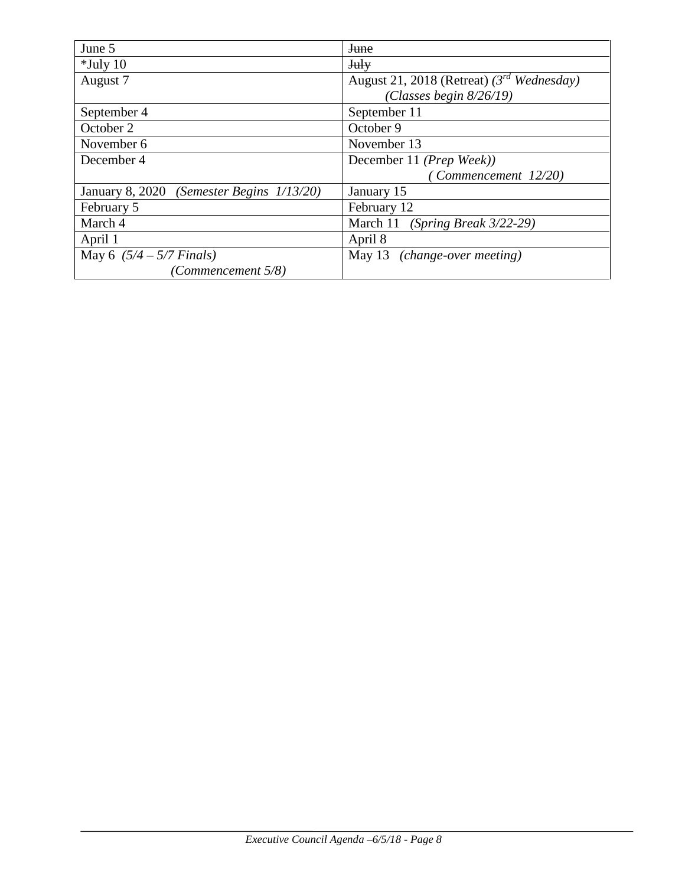| | |
|---|---|
| June 5 | ~~June~~ |
| *July 10 | ~~July~~ |
| August 7 | August 21, 2018 (Retreat) *(3rd Wednesday)* *(Classes begin 8/26/19)* |
| September 4 | September 11 |
| October 2 | October 9 |
| November 6 | November 13 |
| December 4 | December 11 *(Prep Week))* *( Commencement 12/20)* |
| January 8, 2020 *(Semester Begins 1/13/20)* | January 15 |
| February 5 | February 12 |
| March 4 | March 11 *(Spring Break 3/22-29)* |
| April 1 | April 8 |
| May 6 *(5/4 – 5/7 Finals)* *(Commencement 5/8)* | May 13 *(change-over meeting)* |